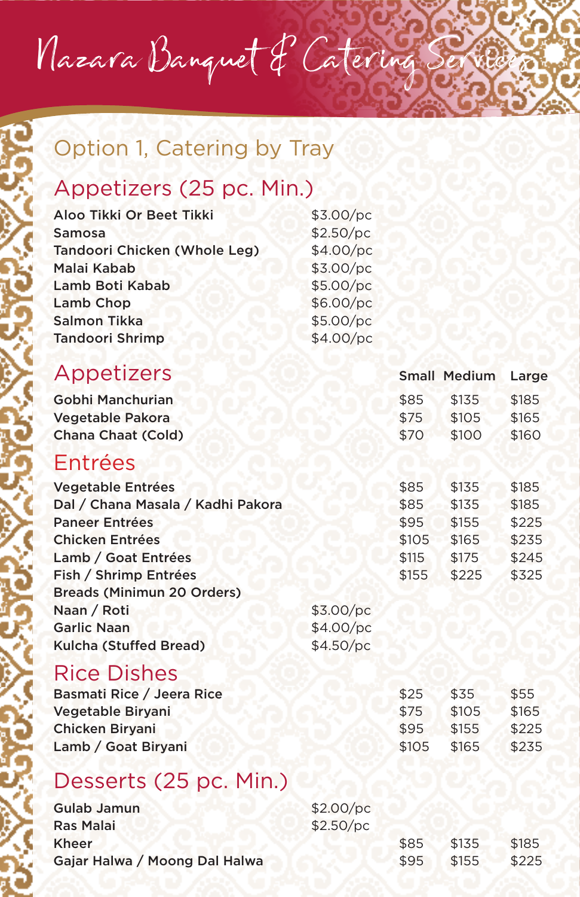# Nazara Banquet & Catering Services

## Option 1, Catering by Tray

### Appetizers (25 pc. Min.)

| Item | Price |
|---|---|
| Aloo Tikki Or Beet Tikki | $3.00/pc |
| Samosa | $2.50/pc |
| Tandoori Chicken (Whole Leg) | $4.00/pc |
| Malai Kabab | $3.00/pc |
| Lamb Boti Kabab | $5.00/pc |
| Lamb Chop | $6.00/pc |
| Salmon Tikka | $5.00/pc |
| Tandoori Shrimp | $4.00/pc |

### Appetizers

| Item | Small | Medium | Large |
|---|---|---|---|
| Gobhi Manchurian | $85 | $135 | $185 |
| Vegetable Pakora | $75 | $105 | $165 |
| Chana Chaat (Cold) | $70 | $100 | $160 |

### Entrées

| Item | Price | Small | Medium | Large |
|---|---|---|---|---|
| Vegetable Entrées | | $85 | $135 | $185 |
| Dal / Chana Masala / Kadhi Pakora | | $85 | $135 | $185 |
| Paneer Entrées | | $95 | $155 | $225 |
| Chicken Entrées | | $105 | $165 | $235 |
| Lamb / Goat Entrées | | $115 | $175 | $245 |
| Fish / Shrimp Entrées | | $155 | $225 | $325 |
| **Breads (Minimun 20 Orders)** | | | | |
| Naan / Roti | $3.00/pc | | | |
| Garlic Naan | $4.00/pc | | | |
| Kulcha (Stuffed Bread) | $4.50/pc | | | |

### Rice Dishes

| Item | Small | Medium | Large |
|---|---|---|---|
| Basmati Rice / Jeera Rice | $25 | $35 | $55 |
| Vegetable Biryani | $75 | $105 | $165 |
| Chicken Biryani | $95 | $155 | $225 |
| Lamb / Goat Biryani | $105 | $165 | $235 |

### Desserts (25 pc. Min.)

| Item | Price | Small | Medium | Large |
|---|---|---|---|---|
| Gulab Jamun | $2.00/pc | | | |
| Ras Malai | $2.50/pc | | | |
| Kheer | | $85 | $135 | $185 |
| Gajar Halwa / Moong Dal Halwa | | $95 | $155 | $225 |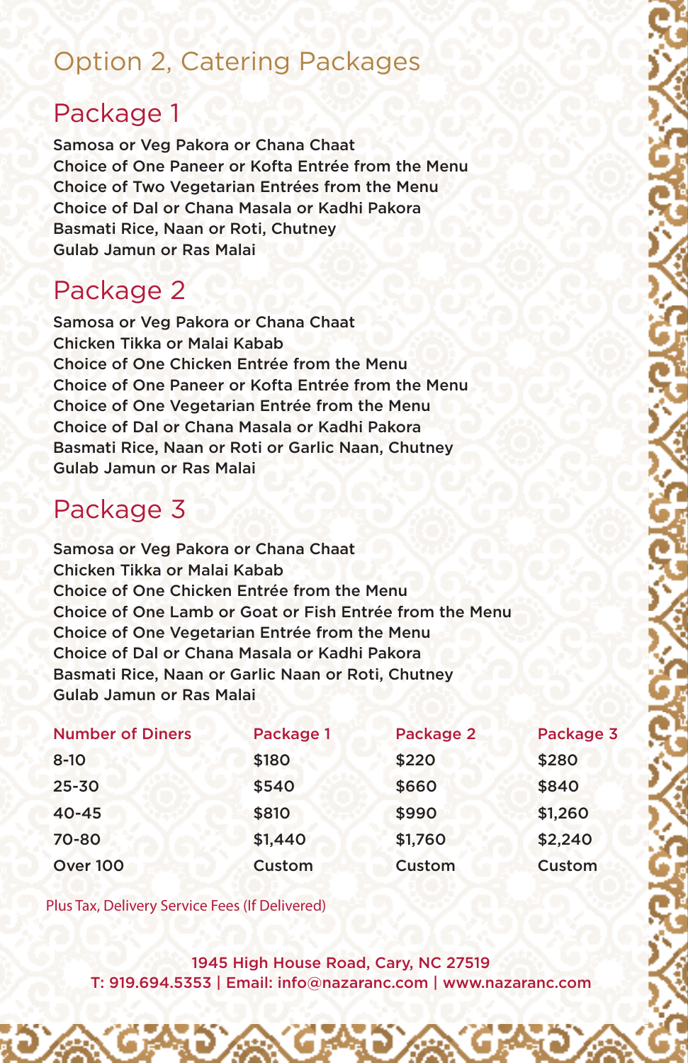# Option 2, Catering Packages

## Package 1

Samosa or Veg Pakora or Chana Chaat
Choice of One Paneer or Kofta Entrée from the Menu
Choice of Two Vegetarian Entrées from the Menu
Choice of Dal or Chana Masala or Kadhi Pakora
Basmati Rice, Naan or Roti, Chutney
Gulab Jamun or Ras Malai

## Package 2

Samosa or Veg Pakora or Chana Chaat
Chicken Tikka or Malai Kabab
Choice of One Chicken Entrée from the Menu
Choice of One Paneer or Kofta Entrée from the Menu
Choice of One Vegetarian Entrée from the Menu
Choice of Dal or Chana Masala or Kadhi Pakora
Basmati Rice, Naan or Roti or Garlic Naan, Chutney
Gulab Jamun or Ras Malai

## Package 3

Samosa or Veg Pakora or Chana Chaat
Chicken Tikka or Malai Kabab
Choice of One Chicken Entrée from the Menu
Choice of One Lamb or Goat or Fish Entrée from the Menu
Choice of One Vegetarian Entrée from the Menu
Choice of Dal or Chana Masala or Kadhi Pakora
Basmati Rice, Naan or Garlic Naan or Roti, Chutney
Gulab Jamun or Ras Malai

| Number of Diners | Package 1 | Package 2 | Package 3 |
|---|---|---|---|
| 8-10 | $180 | $220 | $280 |
| 25-30 | $540 | $660 | $840 |
| 40-45 | $810 | $990 | $1,260 |
| 70-80 | $1,440 | $1,760 | $2,240 |
| Over 100 | Custom | Custom | Custom |

Plus Tax, Delivery Service Fees (If Delivered)

1945 High House Road, Cary, NC 27519
T: 919.694.5353 | Email: info@nazaranc.com | www.nazaranc.com